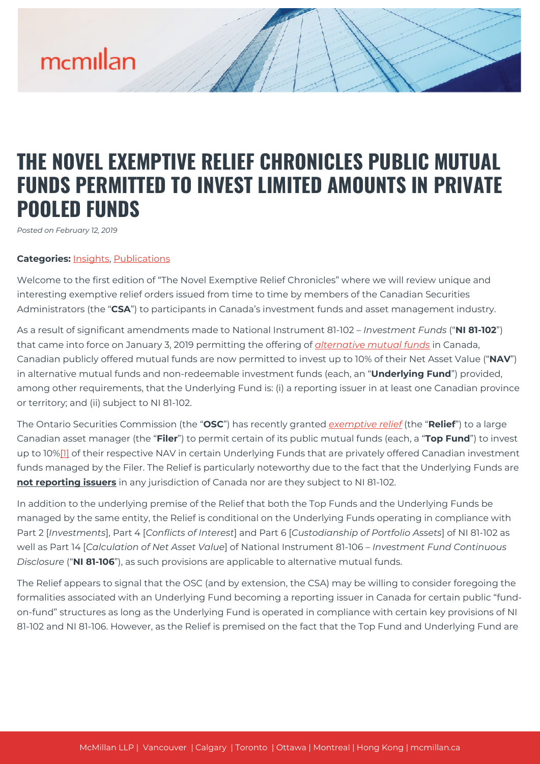# THE NOVEL EXEMPTIVE RELIEF CHRONICLES PUBLIC MUTUAL FUNDS PERMITTED TO INVEST LIMITED AMOUNTS IN PRIVATE POOLED FUNDS

*Posted on February 12, 2019*

**Categories:** Insights, Publications

Welcome to the first edition of "The Novel Exemptive Relief Chronicles" where we will review unique and interesting exemptive relief orders issued from time to time by members of the Canadian Securities Administrators (the "**CSA**") to participants in Canada's investment funds and asset management industry.

As a result of significant amendments made to National Instrument 81-102 – *Investment Funds* ("**NI 81-102**") that came into force on January 3, 2019 permitting the offering of *alternative mutual funds* in Canada, Canadian publicly offered mutual funds are now permitted to invest up to 10% of their Net Asset Value ("**NAV**") in alternative mutual funds and non-redeemable investment funds (each, an "**Underlying Fund**") provided, among other requirements, that the Underlying Fund is: (i) a reporting issuer in at least one Canadian province or territory; and (ii) subject to NI 81-102.

The Ontario Securities Commission (the "**OSC**") has recently granted *exemptive relief* (the "**Relief**") to a large Canadian asset manager (the "**Filer**") to permit certain of its public mutual funds (each, a "**Top Fund**") to invest up to 10%[1] of their respective NAV in certain Underlying Funds that are privately offered Canadian investment funds managed by the Filer. The Relief is particularly noteworthy due to the fact that the Underlying Funds are **not reporting issuers** in any jurisdiction of Canada nor are they subject to NI 81-102.

In addition to the underlying premise of the Relief that both the Top Funds and the Underlying Funds be managed by the same entity, the Relief is conditional on the Underlying Funds operating in compliance with Part 2 [*Investments*], Part 4 [*Conflicts of Interest*] and Part 6 [*Custodianship of Portfolio Assets*] of NI 81-102 as well as Part 14 [*Calculation of Net Asset Value*] of National Instrument 81-106 – *Investment Fund Continuous Disclosure* ("**NI 81-106**"), as such provisions are applicable to alternative mutual funds.

The Relief appears to signal that the OSC (and by extension, the CSA) may be willing to consider foregoing the formalities associated with an Underlying Fund becoming a reporting issuer in Canada for certain public "fund-on-fund" structures as long as the Underlying Fund is operated in compliance with certain key provisions of NI 81-102 and NI 81-106. However, as the Relief is premised on the fact that the Top Fund and Underlying Fund are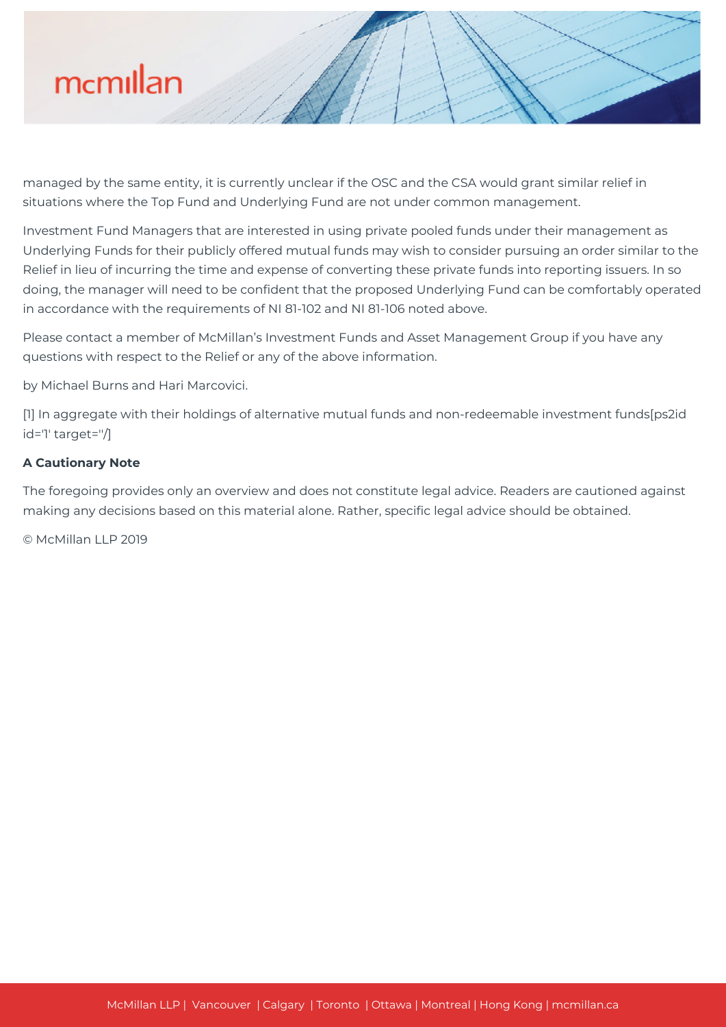managed by the same entity, it is currently unclear if the OSC and the CSA would grant similar relief in situations where the Top Fund and Underlying Fund are not under common management.

Investment Fund Managers that are interested in using private pooled funds under their management as Underlying Funds for their publicly offered mutual funds may wish to consider pursuing an order similar to the Relief in lieu of incurring the time and expense of converting these private funds into reporting issuers. In so doing, the manager will need to be confident that the proposed Underlying Fund can be comfortably operated in accordance with the requirements of NI 81-102 and NI 81-106 noted above.

Please contact a member of McMillan's Investment Funds and Asset Management Group if you have any questions with respect to the Relief or any of the above information.

by Michael Burns and Hari Marcovici.

[1] In aggregate with their holdings of alternative mutual funds and non-redeemable investment funds[ps2id id='1' target=''/]

**A Cautionary Note**

The foregoing provides only an overview and does not constitute legal advice. Readers are cautioned against making any decisions based on this material alone. Rather, specific legal advice should be obtained.

© McMillan LLP 2019